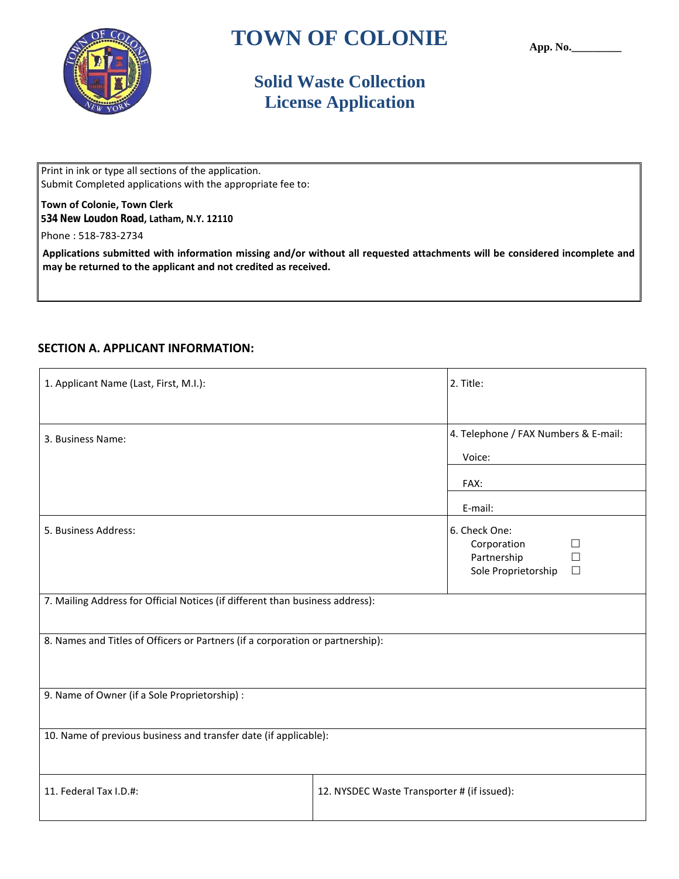# TOWN OF COLONIE

**App. No.\_\_\_\_\_\_\_\_\_**

## Solid Waste Collection License Application

Print in ink or type all sections of the application.
Submit Completed applications with the appropriate fee to:

**Town of Colonie, Town Clerk**
**534 New Loudon Road, Latham, N.Y. 12110**

Phone : 518-783-2734

**Applications submitted with information missing and/or without all requested attachments will be considered incomplete and may be returned to the applicant and not credited as received.**

### SECTION A. APPLICANT INFORMATION:

| | |
|---|---|
| 1. Applicant Name (Last, First, M.I.): | 2. Title: |
| 3. Business Name: | 4. Telephone / FAX Numbers & E-mail:<br>Voice:<br>FAX:<br>E-mail: |
| 5. Business Address: | 6. Check One:<br>Corporation ☐<br>Partnership ☐<br>Sole Proprietorship ☐ |
| 7. Mailing Address for Official Notices (if different than business address): | |
| 8. Names and Titles of Officers or Partners (if a corporation or partnership): | |
| 9. Name of Owner (if a Sole Proprietorship) : | |
| 10. Name of previous business and transfer date (if applicable): | |
| 11. Federal Tax I.D.#: | 12. NYSDEC Waste Transporter # (if issued): |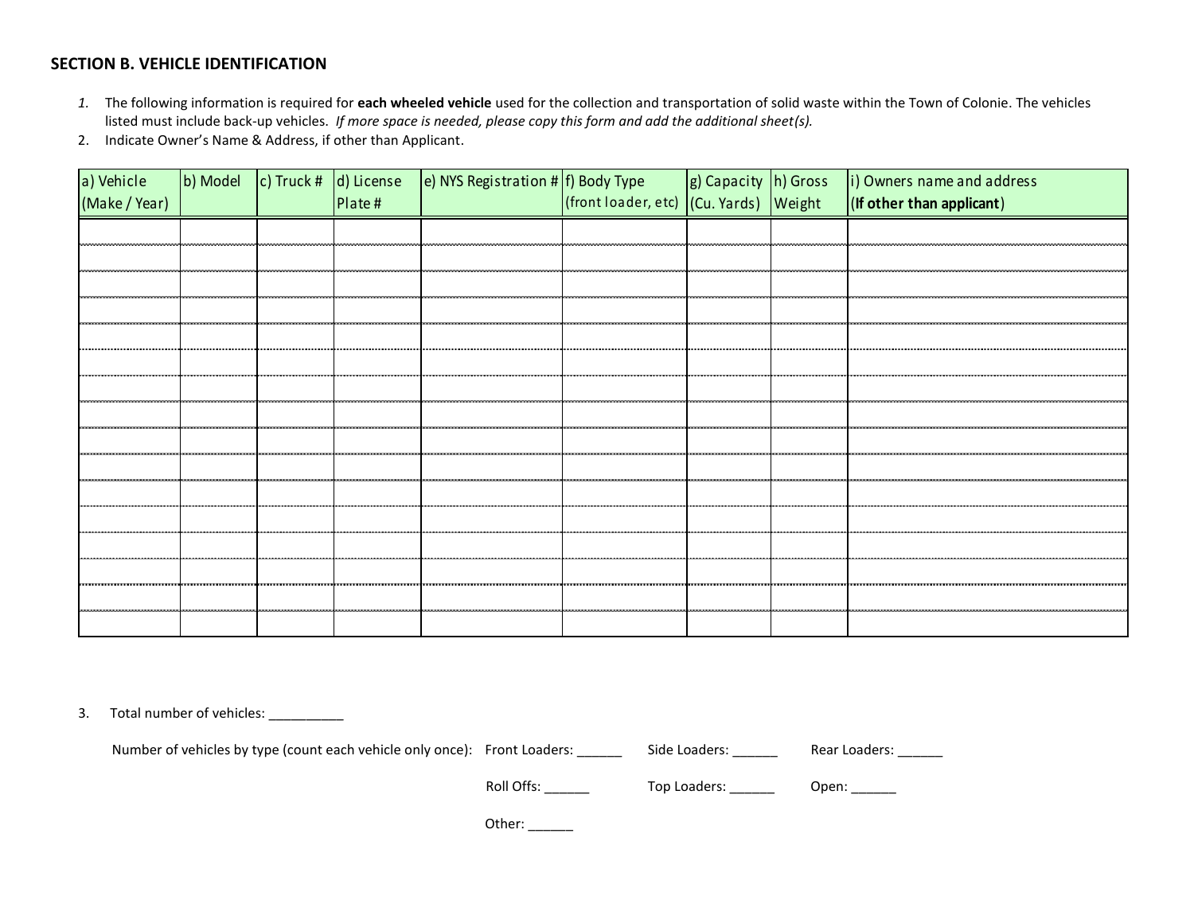## SECTION B. VEHICLE IDENTIFICATION

1. The following information is required for **each wheeled vehicle** used for the collection and transportation of solid waste within the Town of Colonie. The vehicles listed must include back-up vehicles. *If more space is needed, please copy this form and add the additional sheet(s).*
2. Indicate Owner's Name & Address, if other than Applicant.

| a) Vehicle (Make / Year) | b) Model | c) Truck # | d) License Plate # | e) NYS Registration # | f) Body Type (front loader, etc) | g) Capacity (Cu. Yards) | h) Gross Weight | i) Owners name and address (**If other than applicant**) |
|---|---|---|---|---|---|---|---|---|
| | | | | | | | | |
| | | | | | | | | |
| | | | | | | | | |
| | | | | | | | | |
| | | | | | | | | |
| | | | | | | | | |
| | | | | | | | | |
| | | | | | | | | |
| | | | | | | | | |
| | | | | | | | | |
| | | | | | | | | |
| | | | | | | | | |
| | | | | | | | | |
| | | | | | | | | |
| | | | | | | | | |
| | | | | | | | | |

3. Total number of vehicles: __________

Number of vehicles by type (count each vehicle only once): Front Loaders: ______ Side Loaders: ______ Rear Loaders: ______

Roll Offs: ______ Top Loaders: ______ Open: ______

Other: ______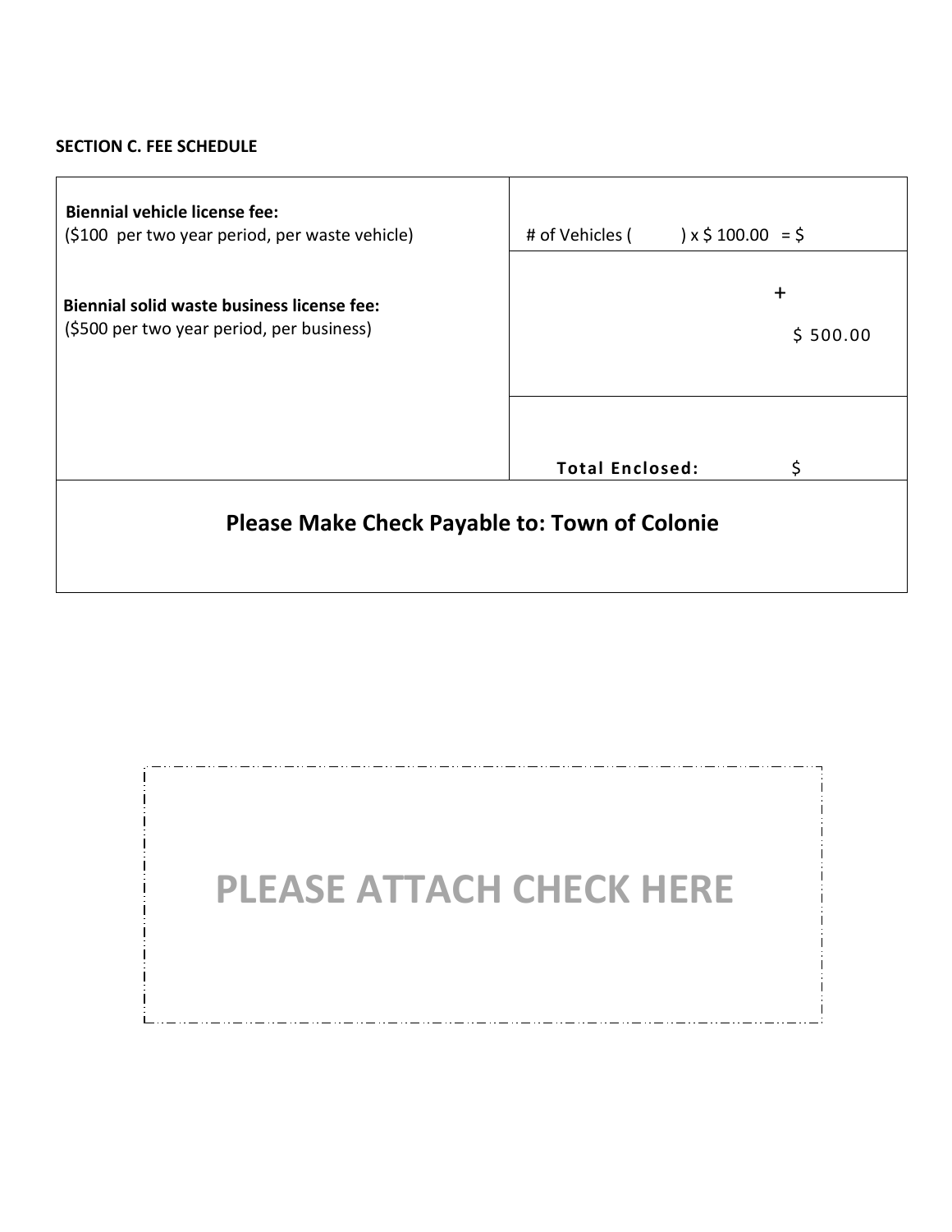**SECTION C. FEE SCHEDULE**

| | |
|---|---|
| **Biennial vehicle license fee:**<br>($100 per two year period, per waste vehicle) | # of Vehicles ( ) x $ 100.00 = $ |
| **Biennial solid waste business license fee:**<br>($500 per two year period, per business) | +<br>$ 500.00 |
| | **Total Enclosed:** $ |
| **Please Make Check Payable to: Town of Colonie** | |

**PLEASE ATTACH CHECK HERE**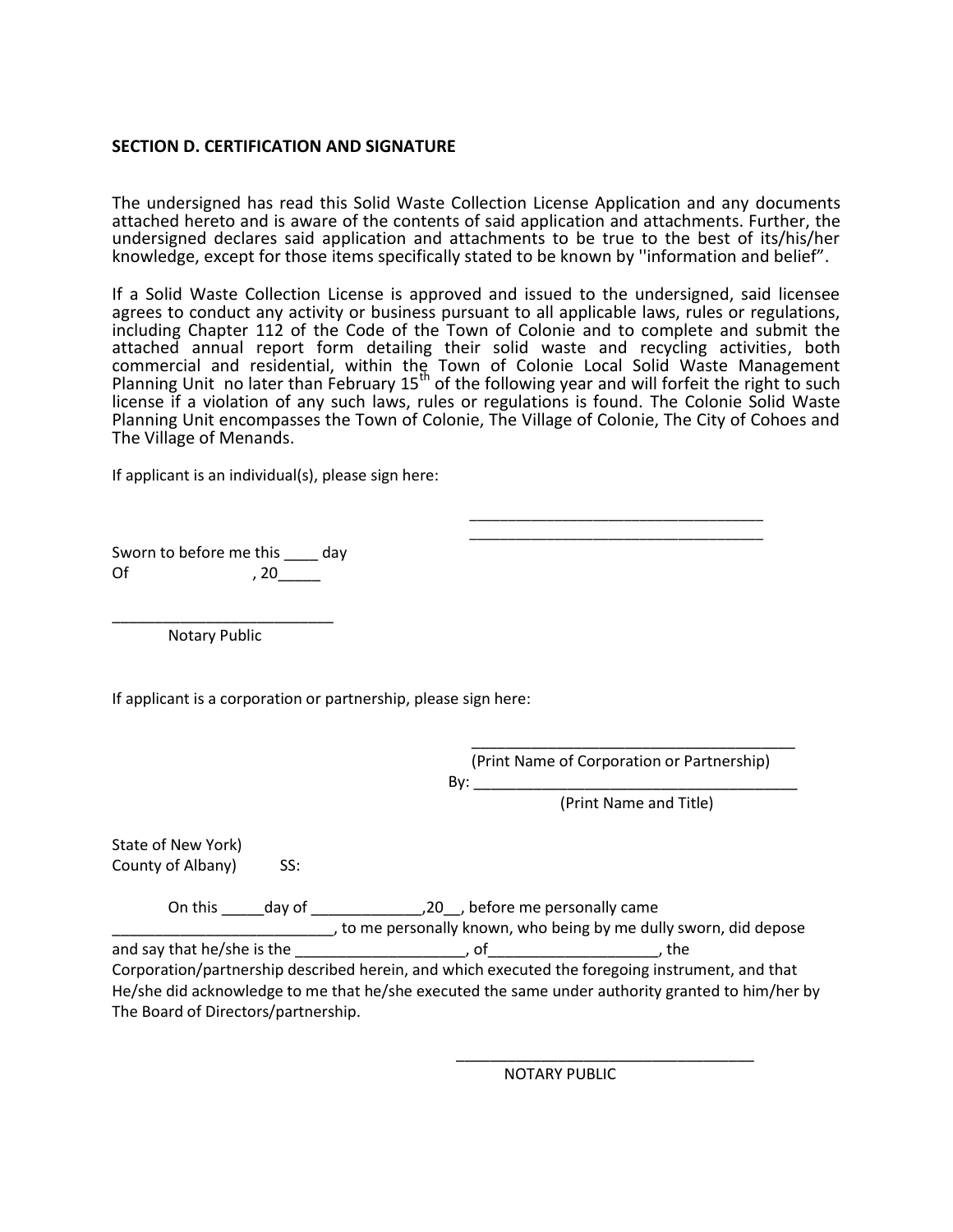## SECTION D. CERTIFICATION AND SIGNATURE

The undersigned has read this Solid Waste Collection License Application and any documents attached hereto and is aware of the contents of said application and attachments. Further, the undersigned declares said application and attachments to be true to the best of its/his/her knowledge, except for those items specifically stated to be known by ''information and belief".

If a Solid Waste Collection License is approved and issued to the undersigned, said licensee agrees to conduct any activity or business pursuant to all applicable laws, rules or regulations, including Chapter 112 of the Code of the Town of Colonie and to complete and submit the attached annual report form detailing their solid waste and recycling activities, both commercial and residential, within the Town of Colonie Local Solid Waste Management Planning Unit no later than February 15th of the following year and will forfeit the right to such license if a violation of any such laws, rules or regulations is found. The Colonie Solid Waste Planning Unit encompasses the Town of Colonie, The Village of Colonie, The City of Cohoes and The Village of Menands.

If applicant is an individual(s), please sign here:

___________________________________

___________________________________

Sworn to before me this ____ day
Of , 20_____

__________________________
Notary Public

If applicant is a corporation or partnership, please sign here:

_______________________________________
(Print Name of Corporation or Partnership)

By: _______________________________________
(Print Name and Title)

State of New York)
County of Albany) SS:

On this _____day of _____________,20__, before me personally came __________________________, to me personally known, who being by me dully sworn, did depose and say that he/she is the ____________________, of____________________, the Corporation/partnership described herein, and which executed the foregoing instrument, and that He/she did acknowledge to me that he/she executed the same under authority granted to him/her by The Board of Directors/partnership.

____________________________________
NOTARY PUBLIC